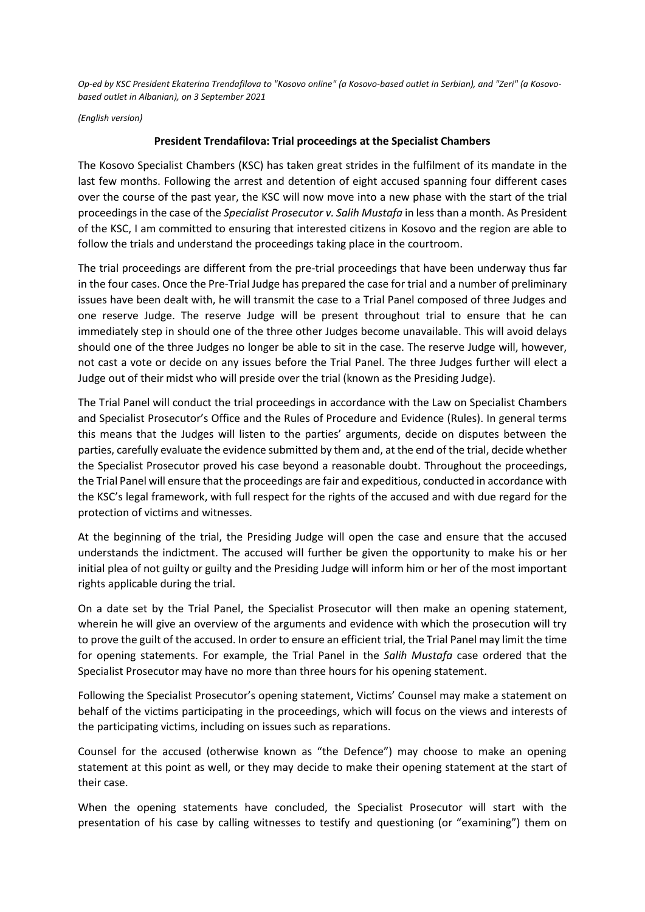*Op-ed by KSC President Ekaterina Trendafilova to "Kosovo online" (a Kosovo-based outlet in Serbian), and "Zeri" (a Kosovo-based outlet in Albanian), on 3 September 2021*

*(English version)*

## President Trendafilova: Trial proceedings at the Specialist Chambers

The Kosovo Specialist Chambers (KSC) has taken great strides in the fulfilment of its mandate in the last few months. Following the arrest and detention of eight accused spanning four different cases over the course of the past year, the KSC will now move into a new phase with the start of the trial proceedings in the case of the *Specialist Prosecutor v. Salih Mustafa* in less than a month. As President of the KSC, I am committed to ensuring that interested citizens in Kosovo and the region are able to follow the trials and understand the proceedings taking place in the courtroom.

The trial proceedings are different from the pre-trial proceedings that have been underway thus far in the four cases. Once the Pre-Trial Judge has prepared the case for trial and a number of preliminary issues have been dealt with, he will transmit the case to a Trial Panel composed of three Judges and one reserve Judge. The reserve Judge will be present throughout trial to ensure that he can immediately step in should one of the three other Judges become unavailable. This will avoid delays should one of the three Judges no longer be able to sit in the case. The reserve Judge will, however, not cast a vote or decide on any issues before the Trial Panel. The three Judges further will elect a Judge out of their midst who will preside over the trial (known as the Presiding Judge).

The Trial Panel will conduct the trial proceedings in accordance with the Law on Specialist Chambers and Specialist Prosecutor's Office and the Rules of Procedure and Evidence (Rules). In general terms this means that the Judges will listen to the parties' arguments, decide on disputes between the parties, carefully evaluate the evidence submitted by them and, at the end of the trial, decide whether the Specialist Prosecutor proved his case beyond a reasonable doubt. Throughout the proceedings, the Trial Panel will ensure that the proceedings are fair and expeditious, conducted in accordance with the KSC's legal framework, with full respect for the rights of the accused and with due regard for the protection of victims and witnesses.

At the beginning of the trial, the Presiding Judge will open the case and ensure that the accused understands the indictment. The accused will further be given the opportunity to make his or her initial plea of not guilty or guilty and the Presiding Judge will inform him or her of the most important rights applicable during the trial.

On a date set by the Trial Panel, the Specialist Prosecutor will then make an opening statement, wherein he will give an overview of the arguments and evidence with which the prosecution will try to prove the guilt of the accused. In order to ensure an efficient trial, the Trial Panel may limit the time for opening statements. For example, the Trial Panel in the *Salih Mustafa* case ordered that the Specialist Prosecutor may have no more than three hours for his opening statement.

Following the Specialist Prosecutor's opening statement, Victims' Counsel may make a statement on behalf of the victims participating in the proceedings, which will focus on the views and interests of the participating victims, including on issues such as reparations.

Counsel for the accused (otherwise known as "the Defence") may choose to make an opening statement at this point as well, or they may decide to make their opening statement at the start of their case.

When the opening statements have concluded, the Specialist Prosecutor will start with the presentation of his case by calling witnesses to testify and questioning (or "examining") them on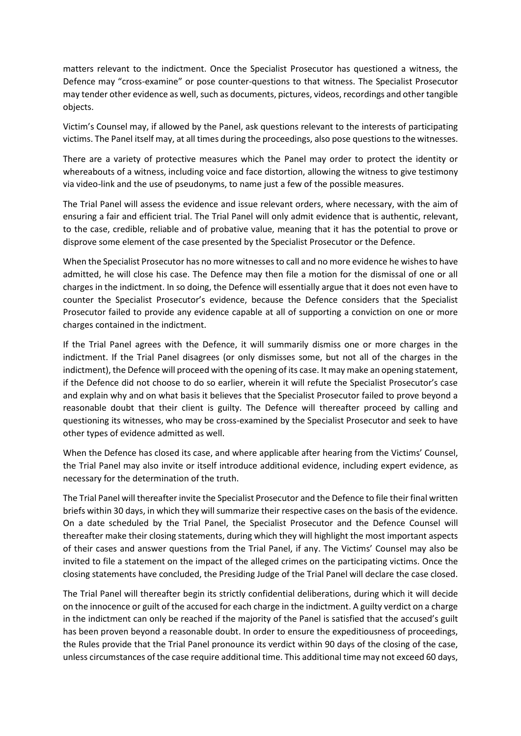matters relevant to the indictment. Once the Specialist Prosecutor has questioned a witness, the Defence may "cross-examine" or pose counter-questions to that witness. The Specialist Prosecutor may tender other evidence as well, such as documents, pictures, videos, recordings and other tangible objects.

Victim's Counsel may, if allowed by the Panel, ask questions relevant to the interests of participating victims. The Panel itself may, at all times during the proceedings, also pose questions to the witnesses.

There are a variety of protective measures which the Panel may order to protect the identity or whereabouts of a witness, including voice and face distortion, allowing the witness to give testimony via video-link and the use of pseudonyms, to name just a few of the possible measures.

The Trial Panel will assess the evidence and issue relevant orders, where necessary, with the aim of ensuring a fair and efficient trial. The Trial Panel will only admit evidence that is authentic, relevant, to the case, credible, reliable and of probative value, meaning that it has the potential to prove or disprove some element of the case presented by the Specialist Prosecutor or the Defence.

When the Specialist Prosecutor has no more witnesses to call and no more evidence he wishes to have admitted, he will close his case. The Defence may then file a motion for the dismissal of one or all charges in the indictment. In so doing, the Defence will essentially argue that it does not even have to counter the Specialist Prosecutor's evidence, because the Defence considers that the Specialist Prosecutor failed to provide any evidence capable at all of supporting a conviction on one or more charges contained in the indictment.

If the Trial Panel agrees with the Defence, it will summarily dismiss one or more charges in the indictment. If the Trial Panel disagrees (or only dismisses some, but not all of the charges in the indictment), the Defence will proceed with the opening of its case. It may make an opening statement, if the Defence did not choose to do so earlier, wherein it will refute the Specialist Prosecutor's case and explain why and on what basis it believes that the Specialist Prosecutor failed to prove beyond a reasonable doubt that their client is guilty. The Defence will thereafter proceed by calling and questioning its witnesses, who may be cross-examined by the Specialist Prosecutor and seek to have other types of evidence admitted as well.

When the Defence has closed its case, and where applicable after hearing from the Victims' Counsel, the Trial Panel may also invite or itself introduce additional evidence, including expert evidence, as necessary for the determination of the truth.

The Trial Panel will thereafter invite the Specialist Prosecutor and the Defence to file their final written briefs within 30 days, in which they will summarize their respective cases on the basis of the evidence. On a date scheduled by the Trial Panel, the Specialist Prosecutor and the Defence Counsel will thereafter make their closing statements, during which they will highlight the most important aspects of their cases and answer questions from the Trial Panel, if any. The Victims' Counsel may also be invited to file a statement on the impact of the alleged crimes on the participating victims. Once the closing statements have concluded, the Presiding Judge of the Trial Panel will declare the case closed.

The Trial Panel will thereafter begin its strictly confidential deliberations, during which it will decide on the innocence or guilt of the accused for each charge in the indictment. A guilty verdict on a charge in the indictment can only be reached if the majority of the Panel is satisfied that the accused's guilt has been proven beyond a reasonable doubt. In order to ensure the expeditiousness of proceedings, the Rules provide that the Trial Panel pronounce its verdict within 90 days of the closing of the case, unless circumstances of the case require additional time. This additional time may not exceed 60 days,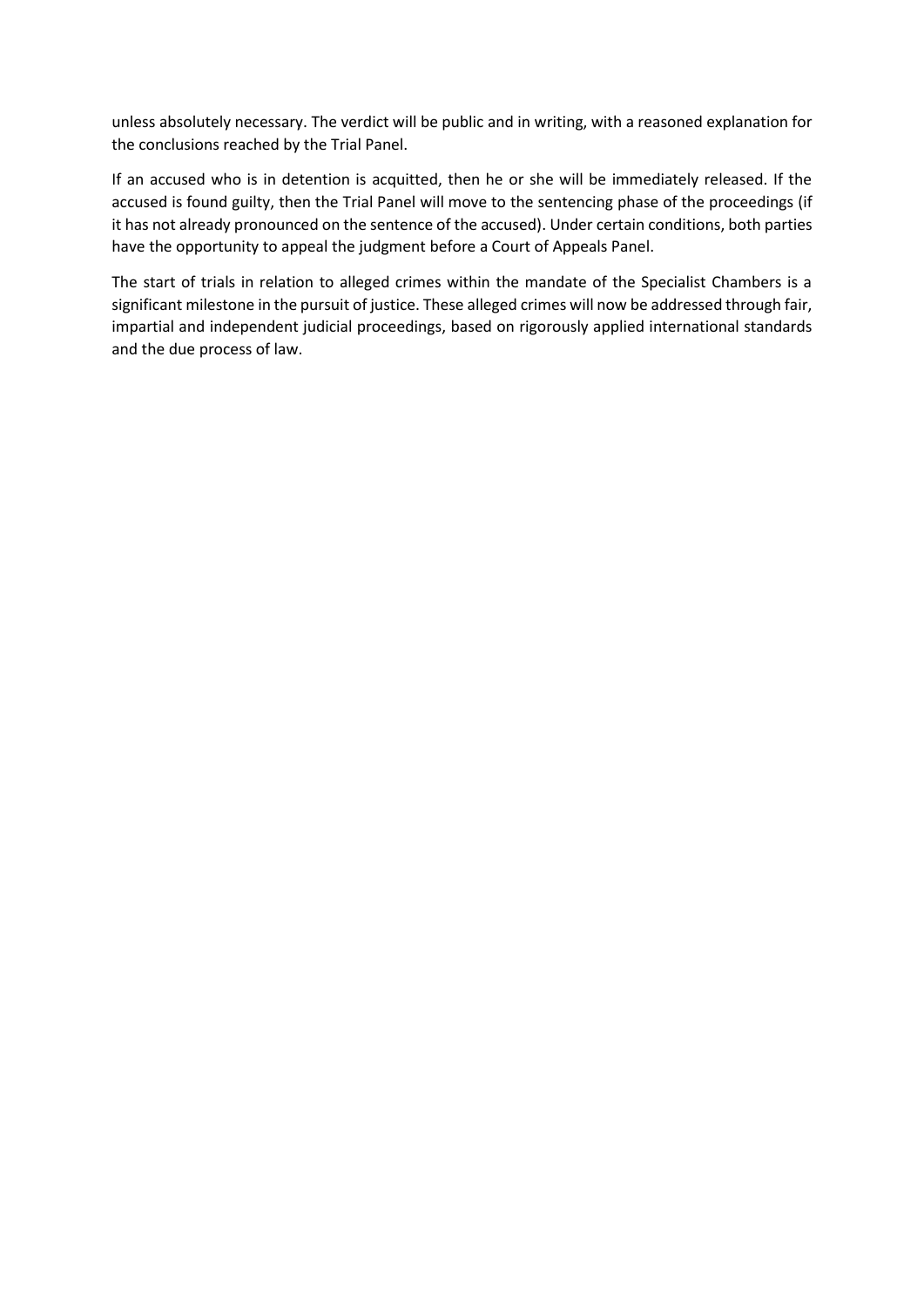unless absolutely necessary. The verdict will be public and in writing, with a reasoned explanation for the conclusions reached by the Trial Panel.

If an accused who is in detention is acquitted, then he or she will be immediately released. If the accused is found guilty, then the Trial Panel will move to the sentencing phase of the proceedings (if it has not already pronounced on the sentence of the accused). Under certain conditions, both parties have the opportunity to appeal the judgment before a Court of Appeals Panel.

The start of trials in relation to alleged crimes within the mandate of the Specialist Chambers is a significant milestone in the pursuit of justice. These alleged crimes will now be addressed through fair, impartial and independent judicial proceedings, based on rigorously applied international standards and the due process of law.